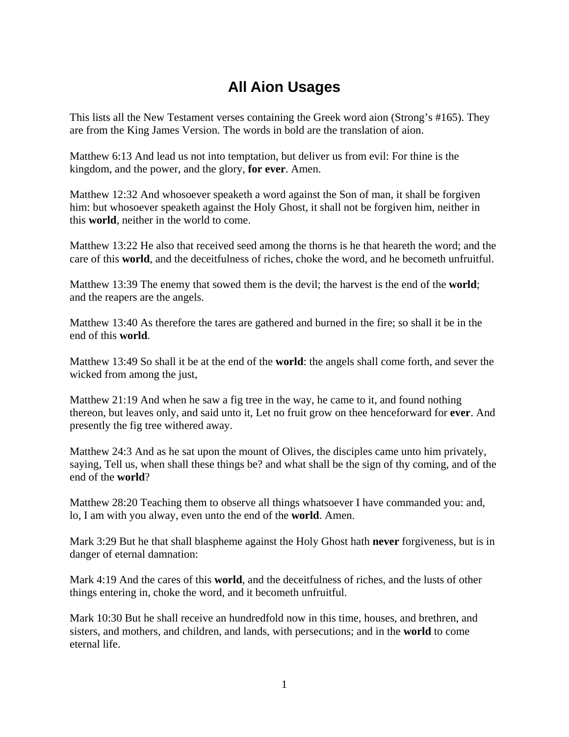# All Aion Usages

This lists all the New Testament verses containing the Greek word aion (Strong's #165). They are from the King James Version. The words in bold are the translation of aion.

Matthew 6:13 And lead us not into temptation, but deliver us from evil: For thine is the kingdom, and the power, and the glory, **for ever**. Amen.

Matthew 12:32 And whosoever speaketh a word against the Son of man, it shall be forgiven him: but whosoever speaketh against the Holy Ghost, it shall not be forgiven him, neither in this **world**, neither in the world to come.

Matthew 13:22 He also that received seed among the thorns is he that heareth the word; and the care of this **world**, and the deceitfulness of riches, choke the word, and he becometh unfruitful.

Matthew 13:39 The enemy that sowed them is the devil; the harvest is the end of the **world**; and the reapers are the angels.

Matthew 13:40 As therefore the tares are gathered and burned in the fire; so shall it be in the end of this **world**.

Matthew 13:49 So shall it be at the end of the **world**: the angels shall come forth, and sever the wicked from among the just,

Matthew 21:19 And when he saw a fig tree in the way, he came to it, and found nothing thereon, but leaves only, and said unto it, Let no fruit grow on thee henceforward for **ever**. And presently the fig tree withered away.

Matthew 24:3 And as he sat upon the mount of Olives, the disciples came unto him privately, saying, Tell us, when shall these things be? and what shall be the sign of thy coming, and of the end of the **world**?

Matthew 28:20 Teaching them to observe all things whatsoever I have commanded you: and, lo, I am with you alway, even unto the end of the **world**. Amen.

Mark 3:29 But he that shall blaspheme against the Holy Ghost hath **never** forgiveness, but is in danger of eternal damnation:

Mark 4:19 And the cares of this **world**, and the deceitfulness of riches, and the lusts of other things entering in, choke the word, and it becometh unfruitful.

Mark 10:30 But he shall receive an hundredfold now in this time, houses, and brethren, and sisters, and mothers, and children, and lands, with persecutions; and in the **world** to come eternal life.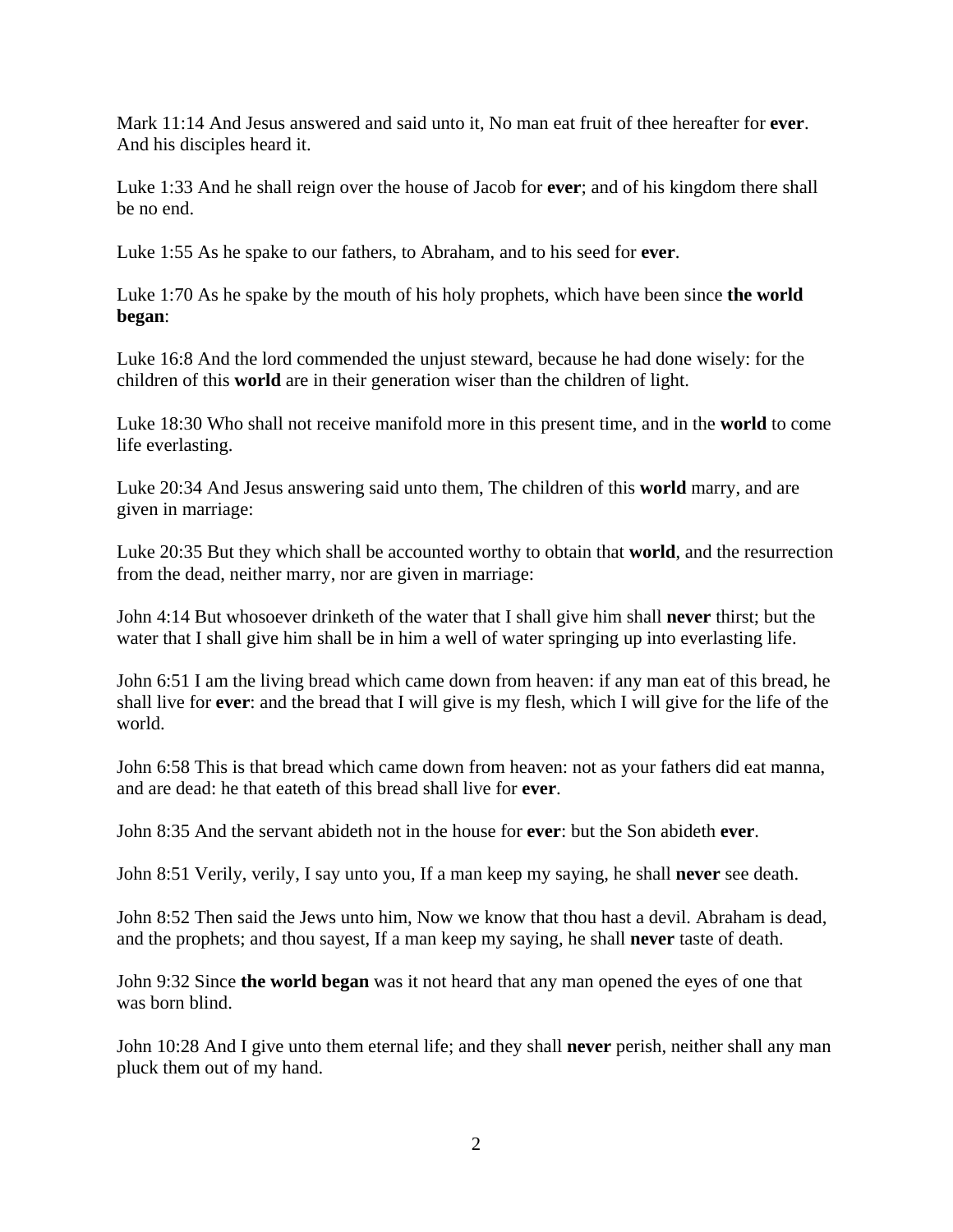Mark 11:14 And Jesus answered and said unto it, No man eat fruit of thee hereafter for **ever**. And his disciples heard it.

Luke 1:33 And he shall reign over the house of Jacob for **ever**; and of his kingdom there shall be no end.

Luke 1:55 As he spake to our fathers, to Abraham, and to his seed for **ever**.

Luke 1:70 As he spake by the mouth of his holy prophets, which have been since **the world began**:

Luke 16:8 And the lord commended the unjust steward, because he had done wisely: for the children of this **world** are in their generation wiser than the children of light.

Luke 18:30 Who shall not receive manifold more in this present time, and in the **world** to come life everlasting.

Luke 20:34 And Jesus answering said unto them, The children of this **world** marry, and are given in marriage:

Luke 20:35 But they which shall be accounted worthy to obtain that **world**, and the resurrection from the dead, neither marry, nor are given in marriage:

John 4:14 But whosoever drinketh of the water that I shall give him shall **never** thirst; but the water that I shall give him shall be in him a well of water springing up into everlasting life.

John 6:51 I am the living bread which came down from heaven: if any man eat of this bread, he shall live for **ever**: and the bread that I will give is my flesh, which I will give for the life of the world.

John 6:58 This is that bread which came down from heaven: not as your fathers did eat manna, and are dead: he that eateth of this bread shall live for **ever**.

John 8:35 And the servant abideth not in the house for **ever**: but the Son abideth **ever**.

John 8:51 Verily, verily, I say unto you, If a man keep my saying, he shall **never** see death.

John 8:52 Then said the Jews unto him, Now we know that thou hast a devil. Abraham is dead, and the prophets; and thou sayest, If a man keep my saying, he shall **never** taste of death.

John 9:32 Since **the world began** was it not heard that any man opened the eyes of one that was born blind.

John 10:28 And I give unto them eternal life; and they shall **never** perish, neither shall any man pluck them out of my hand.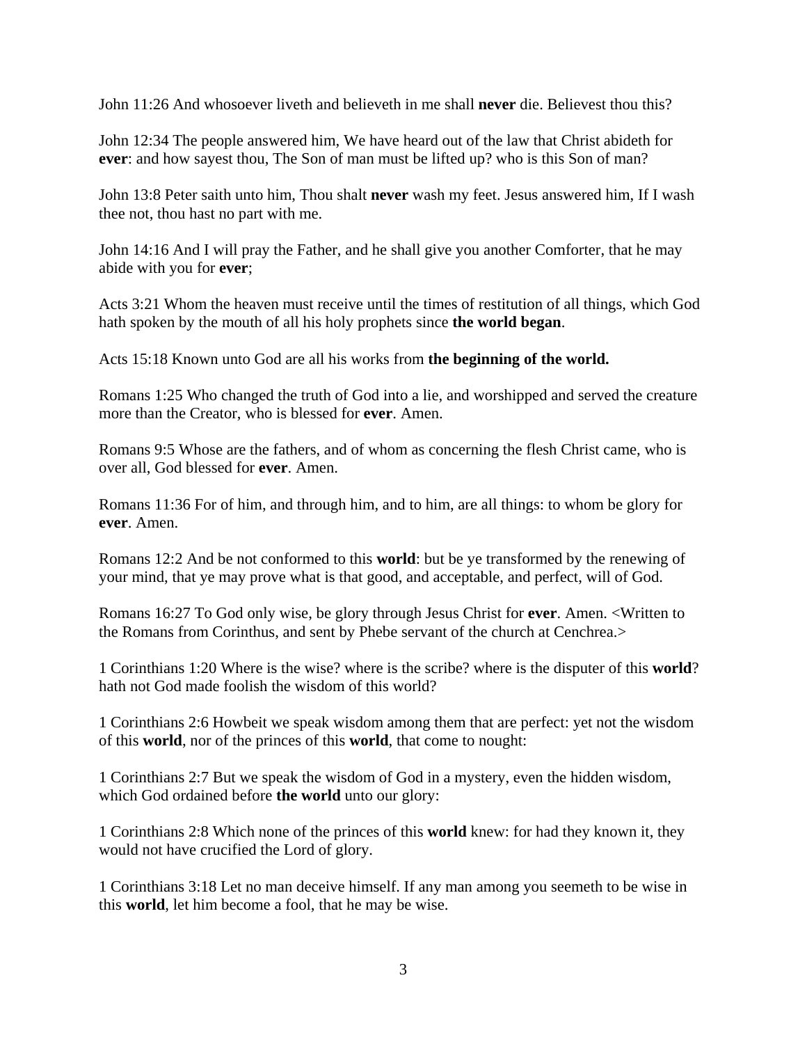John 11:26 And whosoever liveth and believeth in me shall **never** die. Believest thou this?

John 12:34 The people answered him, We have heard out of the law that Christ abideth for **ever**: and how sayest thou, The Son of man must be lifted up? who is this Son of man?

John 13:8 Peter saith unto him, Thou shalt **never** wash my feet. Jesus answered him, If I wash thee not, thou hast no part with me.

John 14:16 And I will pray the Father, and he shall give you another Comforter, that he may abide with you for **ever**;

Acts 3:21 Whom the heaven must receive until the times of restitution of all things, which God hath spoken by the mouth of all his holy prophets since **the world began**.

Acts 15:18 Known unto God are all his works from **the beginning of the world.**

Romans 1:25 Who changed the truth of God into a lie, and worshipped and served the creature more than the Creator, who is blessed for **ever**. Amen.

Romans 9:5 Whose are the fathers, and of whom as concerning the flesh Christ came, who is over all, God blessed for **ever**. Amen.

Romans 11:36 For of him, and through him, and to him, are all things: to whom be glory for **ever**. Amen.

Romans 12:2 And be not conformed to this **world**: but be ye transformed by the renewing of your mind, that ye may prove what is that good, and acceptable, and perfect, will of God.

Romans 16:27 To God only wise, be glory through Jesus Christ for **ever**. Amen. <Written to the Romans from Corinthus, and sent by Phebe servant of the church at Cenchrea.>

1 Corinthians 1:20 Where is the wise? where is the scribe? where is the disputer of this **world**? hath not God made foolish the wisdom of this world?

1 Corinthians 2:6 Howbeit we speak wisdom among them that are perfect: yet not the wisdom of this **world**, nor of the princes of this **world**, that come to nought:

1 Corinthians 2:7 But we speak the wisdom of God in a mystery, even the hidden wisdom, which God ordained before **the world** unto our glory:

1 Corinthians 2:8 Which none of the princes of this **world** knew: for had they known it, they would not have crucified the Lord of glory.

1 Corinthians 3:18 Let no man deceive himself. If any man among you seemeth to be wise in this **world**, let him become a fool, that he may be wise.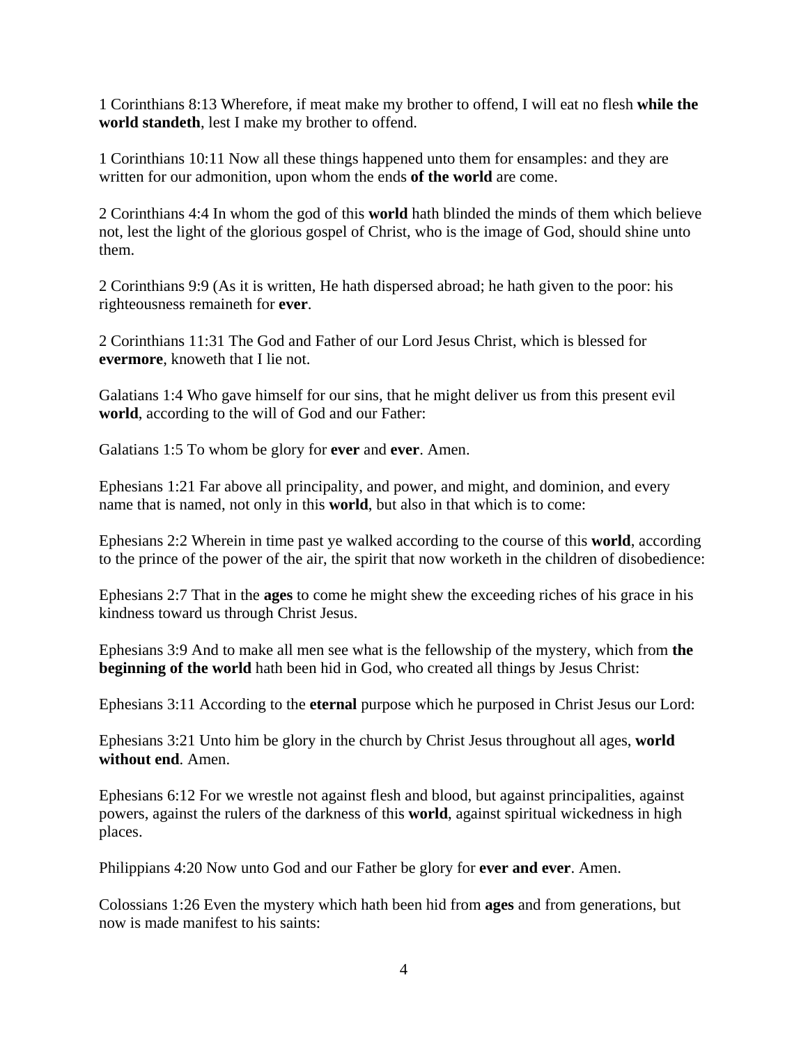1 Corinthians 8:13 Wherefore, if meat make my brother to offend, I will eat no flesh **while the world standeth**, lest I make my brother to offend.

1 Corinthians 10:11 Now all these things happened unto them for ensamples: and they are written for our admonition, upon whom the ends **of the world** are come.

2 Corinthians 4:4 In whom the god of this **world** hath blinded the minds of them which believe not, lest the light of the glorious gospel of Christ, who is the image of God, should shine unto them.

2 Corinthians 9:9 (As it is written, He hath dispersed abroad; he hath given to the poor: his righteousness remaineth for **ever**.

2 Corinthians 11:31 The God and Father of our Lord Jesus Christ, which is blessed for **evermore**, knoweth that I lie not.

Galatians 1:4 Who gave himself for our sins, that he might deliver us from this present evil **world**, according to the will of God and our Father:

Galatians 1:5 To whom be glory for **ever** and **ever**. Amen.

Ephesians 1:21 Far above all principality, and power, and might, and dominion, and every name that is named, not only in this **world**, but also in that which is to come:

Ephesians 2:2 Wherein in time past ye walked according to the course of this **world**, according to the prince of the power of the air, the spirit that now worketh in the children of disobedience:

Ephesians 2:7 That in the **ages** to come he might shew the exceeding riches of his grace in his kindness toward us through Christ Jesus.

Ephesians 3:9 And to make all men see what is the fellowship of the mystery, which from **the beginning of the world** hath been hid in God, who created all things by Jesus Christ:

Ephesians 3:11 According to the **eternal** purpose which he purposed in Christ Jesus our Lord:

Ephesians 3:21 Unto him be glory in the church by Christ Jesus throughout all ages, **world without end**. Amen.

Ephesians 6:12 For we wrestle not against flesh and blood, but against principalities, against powers, against the rulers of the darkness of this **world**, against spiritual wickedness in high places.

Philippians 4:20 Now unto God and our Father be glory for **ever and ever**. Amen.

Colossians 1:26 Even the mystery which hath been hid from **ages** and from generations, but now is made manifest to his saints: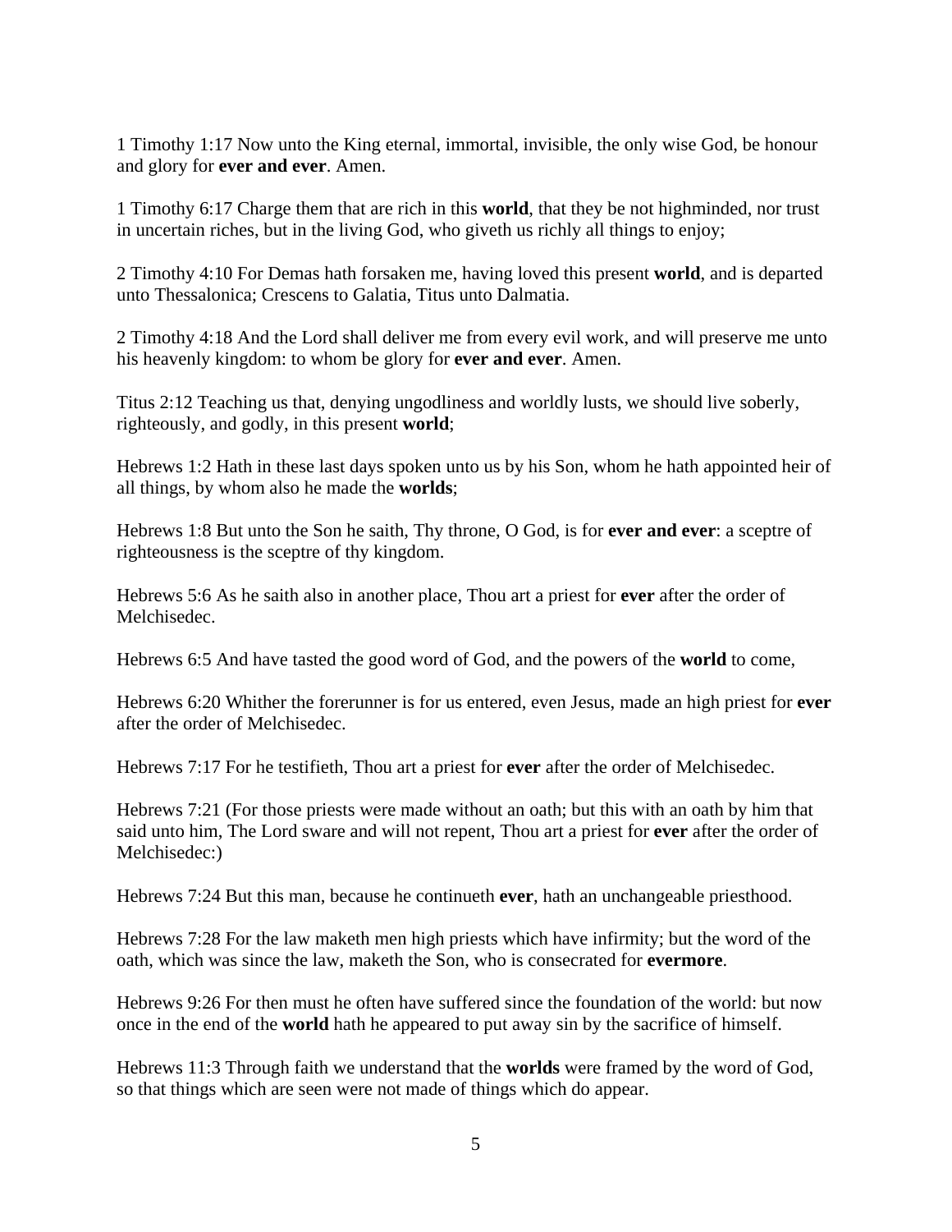1 Timothy 1:17 Now unto the King eternal, immortal, invisible, the only wise God, be honour and glory for **ever and ever**. Amen.

1 Timothy 6:17 Charge them that are rich in this **world**, that they be not highminded, nor trust in uncertain riches, but in the living God, who giveth us richly all things to enjoy;

2 Timothy 4:10 For Demas hath forsaken me, having loved this present **world**, and is departed unto Thessalonica; Crescens to Galatia, Titus unto Dalmatia.

2 Timothy 4:18 And the Lord shall deliver me from every evil work, and will preserve me unto his heavenly kingdom: to whom be glory for **ever and ever**. Amen.

Titus 2:12 Teaching us that, denying ungodliness and worldly lusts, we should live soberly, righteously, and godly, in this present **world**;

Hebrews 1:2 Hath in these last days spoken unto us by his Son, whom he hath appointed heir of all things, by whom also he made the **worlds**;

Hebrews 1:8 But unto the Son he saith, Thy throne, O God, is for **ever and ever**: a sceptre of righteousness is the sceptre of thy kingdom.

Hebrews 5:6 As he saith also in another place, Thou art a priest for **ever** after the order of Melchisedec.

Hebrews 6:5 And have tasted the good word of God, and the powers of the **world** to come,

Hebrews 6:20 Whither the forerunner is for us entered, even Jesus, made an high priest for **ever** after the order of Melchisedec.

Hebrews 7:17 For he testifieth, Thou art a priest for **ever** after the order of Melchisedec.

Hebrews 7:21 (For those priests were made without an oath; but this with an oath by him that said unto him, The Lord sware and will not repent, Thou art a priest for **ever** after the order of Melchisedec:)

Hebrews 7:24 But this man, because he continueth **ever**, hath an unchangeable priesthood.

Hebrews 7:28 For the law maketh men high priests which have infirmity; but the word of the oath, which was since the law, maketh the Son, who is consecrated for **evermore**.

Hebrews 9:26 For then must he often have suffered since the foundation of the world: but now once in the end of the **world** hath he appeared to put away sin by the sacrifice of himself.

Hebrews 11:3 Through faith we understand that the **worlds** were framed by the word of God, so that things which are seen were not made of things which do appear.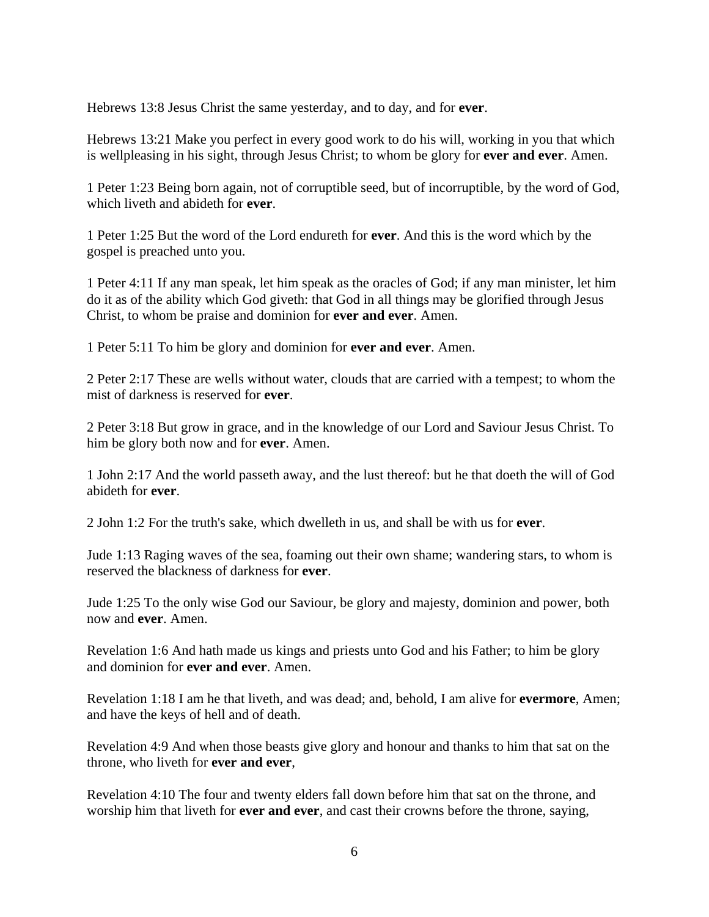Hebrews 13:8 Jesus Christ the same yesterday, and to day, and for **ever**.

Hebrews 13:21 Make you perfect in every good work to do his will, working in you that which is wellpleasing in his sight, through Jesus Christ; to whom be glory for **ever and ever**. Amen.

1 Peter 1:23 Being born again, not of corruptible seed, but of incorruptible, by the word of God, which liveth and abideth for **ever**.

1 Peter 1:25 But the word of the Lord endureth for **ever**. And this is the word which by the gospel is preached unto you.

1 Peter 4:11 If any man speak, let him speak as the oracles of God; if any man minister, let him do it as of the ability which God giveth: that God in all things may be glorified through Jesus Christ, to whom be praise and dominion for **ever and ever**. Amen.

1 Peter 5:11 To him be glory and dominion for **ever and ever**. Amen.

2 Peter 2:17 These are wells without water, clouds that are carried with a tempest; to whom the mist of darkness is reserved for **ever**.

2 Peter 3:18 But grow in grace, and in the knowledge of our Lord and Saviour Jesus Christ. To him be glory both now and for **ever**. Amen.

1 John 2:17 And the world passeth away, and the lust thereof: but he that doeth the will of God abideth for **ever**.

2 John 1:2 For the truth's sake, which dwelleth in us, and shall be with us for **ever**.

Jude 1:13 Raging waves of the sea, foaming out their own shame; wandering stars, to whom is reserved the blackness of darkness for **ever**.

Jude 1:25 To the only wise God our Saviour, be glory and majesty, dominion and power, both now and **ever**. Amen.

Revelation 1:6 And hath made us kings and priests unto God and his Father; to him be glory and dominion for **ever and ever**. Amen.

Revelation 1:18 I am he that liveth, and was dead; and, behold, I am alive for **evermore**, Amen; and have the keys of hell and of death.

Revelation 4:9 And when those beasts give glory and honour and thanks to him that sat on the throne, who liveth for **ever and ever**,

Revelation 4:10 The four and twenty elders fall down before him that sat on the throne, and worship him that liveth for **ever and ever**, and cast their crowns before the throne, saying,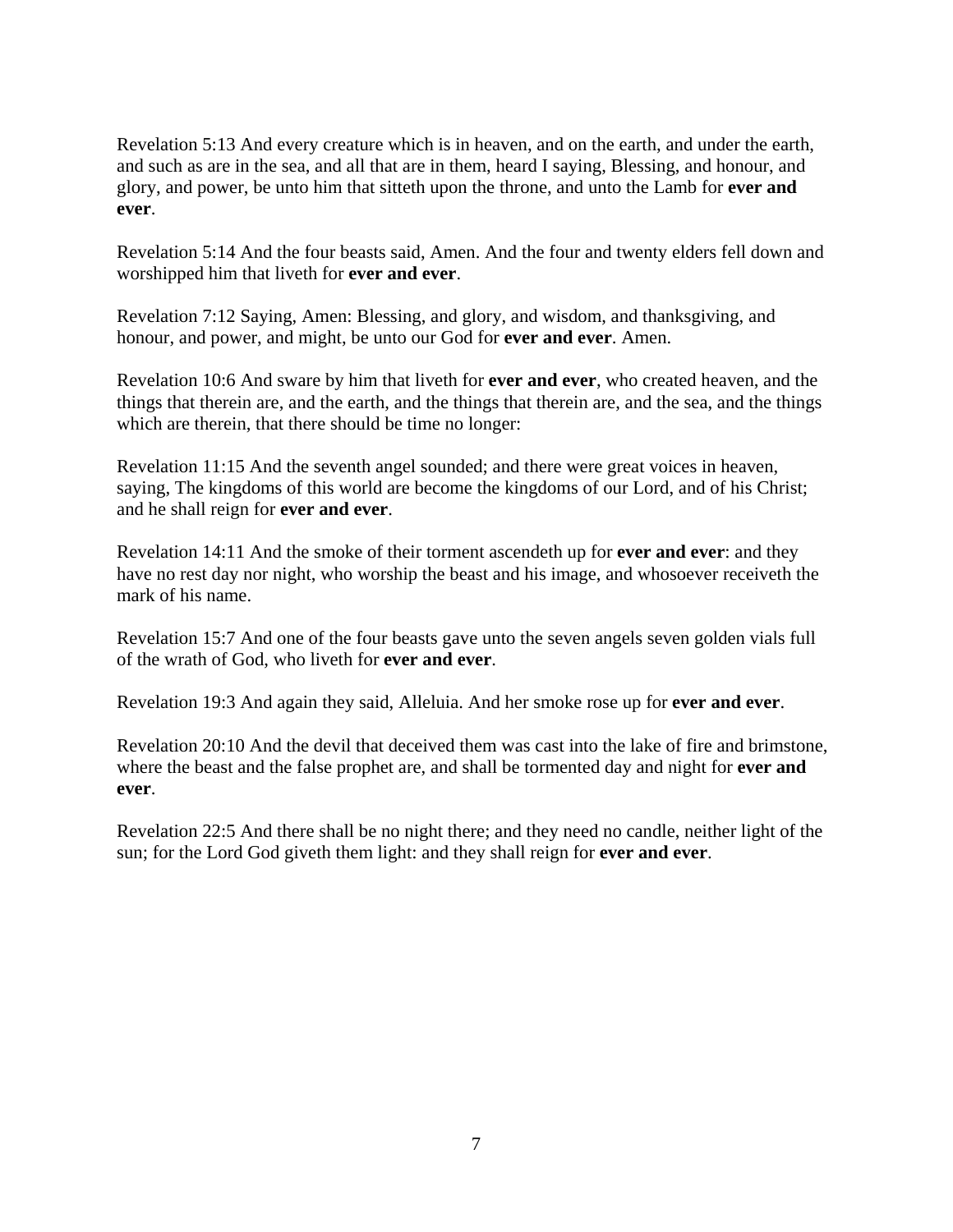Revelation 5:13 And every creature which is in heaven, and on the earth, and under the earth, and such as are in the sea, and all that are in them, heard I saying, Blessing, and honour, and glory, and power, be unto him that sitteth upon the throne, and unto the Lamb for **ever and ever**.

Revelation 5:14 And the four beasts said, Amen. And the four and twenty elders fell down and worshipped him that liveth for **ever and ever**.

Revelation 7:12 Saying, Amen: Blessing, and glory, and wisdom, and thanksgiving, and honour, and power, and might, be unto our God for **ever and ever**. Amen.

Revelation 10:6 And sware by him that liveth for **ever and ever**, who created heaven, and the things that therein are, and the earth, and the things that therein are, and the sea, and the things which are therein, that there should be time no longer:

Revelation 11:15 And the seventh angel sounded; and there were great voices in heaven, saying, The kingdoms of this world are become the kingdoms of our Lord, and of his Christ; and he shall reign for **ever and ever**.

Revelation 14:11 And the smoke of their torment ascendeth up for **ever and ever**: and they have no rest day nor night, who worship the beast and his image, and whosoever receiveth the mark of his name.

Revelation 15:7 And one of the four beasts gave unto the seven angels seven golden vials full of the wrath of God, who liveth for **ever and ever**.

Revelation 19:3 And again they said, Alleluia. And her smoke rose up for **ever and ever**.

Revelation 20:10 And the devil that deceived them was cast into the lake of fire and brimstone, where the beast and the false prophet are, and shall be tormented day and night for **ever and ever**.

Revelation 22:5 And there shall be no night there; and they need no candle, neither light of the sun; for the Lord God giveth them light: and they shall reign for **ever and ever**.